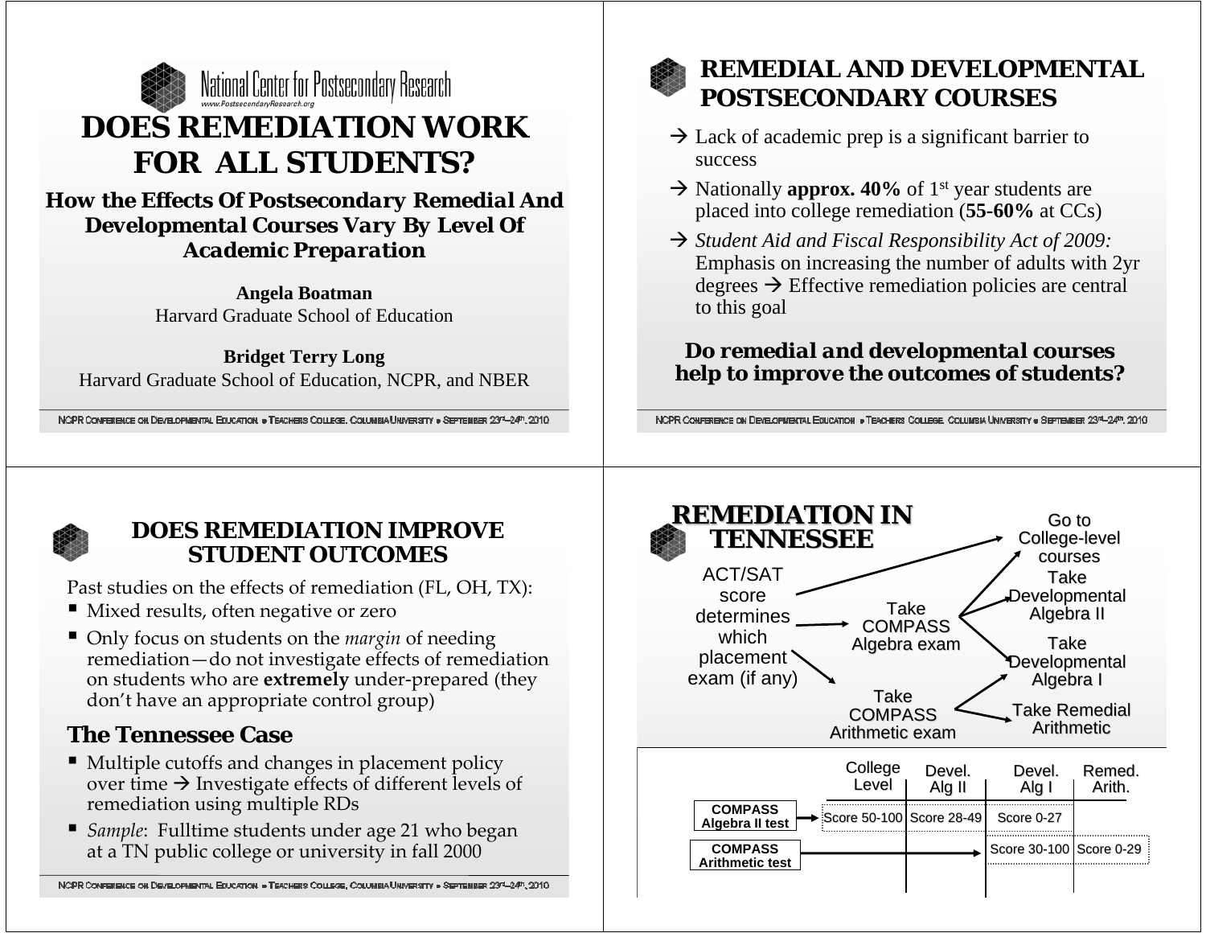National Center for Postsecondary Research
www.PostsecondaryResearch.org

# DOES REMEDIATION WORK FOR ALL STUDENTS?

**How the Effects Of Postsecondary Remedial And Developmental Courses Vary By Level Of Academic Preparation**

**Angela Boatman**
Harvard Graduate School of Education

**Bridget Terry Long**
Harvard Graduate School of Education, NCPR, and NBER

## REMEDIAL AND DEVELOPMENTAL POSTSECONDARY COURSES

- → Lack of academic prep is a significant barrier to success
- → Nationally **approx. 40%** of 1st year students are placed into college remediation (**55-60%** at CCs)
- → *Student Aid and Fiscal Responsibility Act of 2009:* Emphasis on increasing the number of adults with 2yr degrees → Effective remediation policies are central to this goal

**Do remedial and developmental courses help to improve the outcomes of students?**

## DOES REMEDIATION IMPROVE STUDENT OUTCOMES

Past studies on the effects of remediation (FL, OH, TX):

- Mixed results, often negative or zero
- Only focus on students on the *margin* of needing remediation—do not investigate effects of remediation on students who are **extremely** under-prepared (they don't have an appropriate control group)

### The Tennessee Case

- Multiple cutoffs and changes in placement policy over time → Investigate effects of different levels of remediation using multiple RDs
- *Sample*: Fulltime students under age 21 who began at a TN public college or university in fall 2000

## REMEDIATION IN TENNESSEE

ACT/SAT score determines which placement exam (if any)

- → Go to College-level courses
- → Take COMPASS Algebra exam
  - → Go to College-level courses
  - → Take Developmental Algebra II
  - → Take Developmental Algebra I
- → Take COMPASS Arithmetic exam
  - → Take Developmental Algebra I
  - → Take Remedial Arithmetic

| | College Level | Devel. Alg II | Devel. Alg I | Remed. Arith. |
|---|---|---|---|---|
| COMPASS Algebra II test | Score 50-100 | Score 28-49 | Score 0-27 | |
| COMPASS Arithmetic test | | | Score 30-100 | Score 0-29 |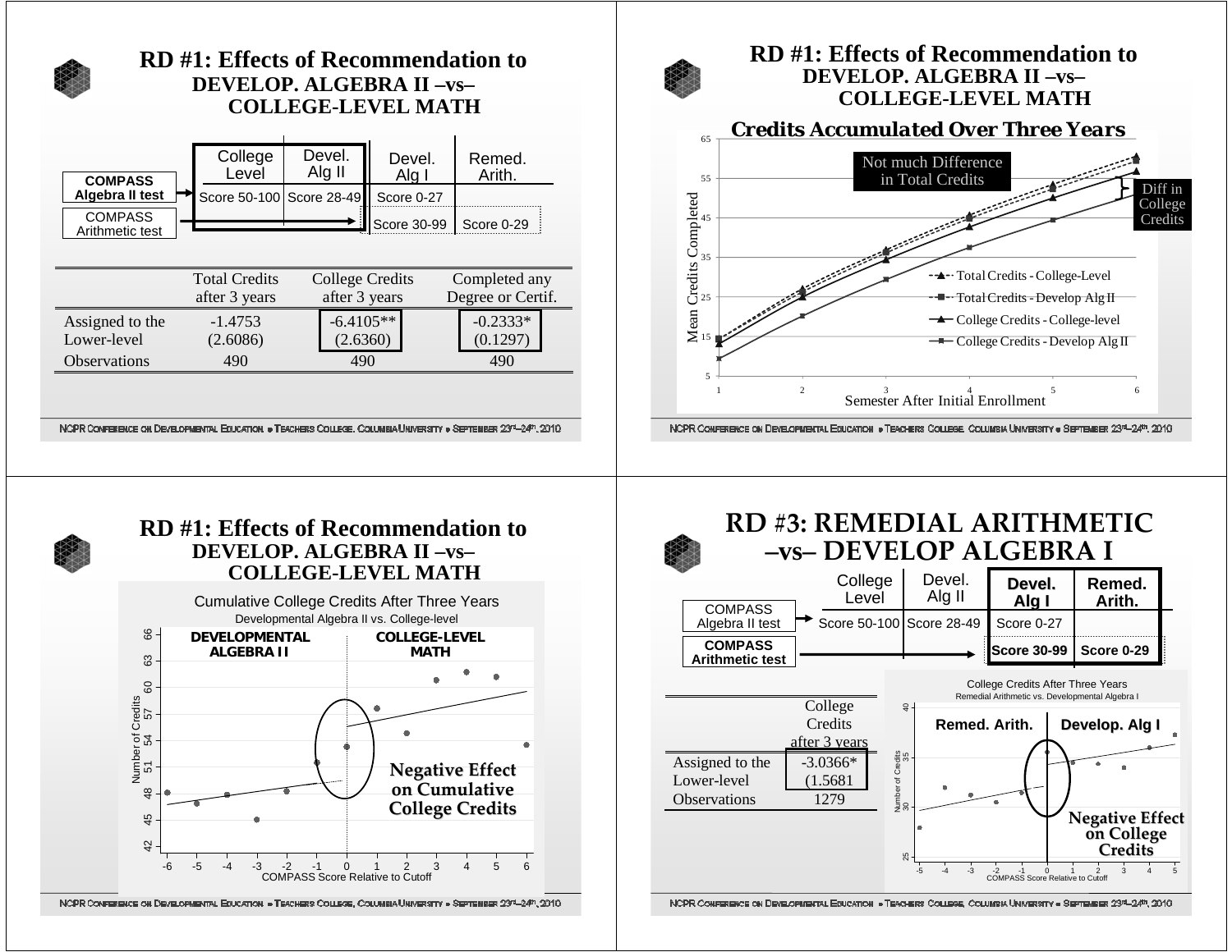## RD #1: Effects of Recommendation to DEVELOP. ALGEBRA II –vs– COLLEGE-LEVEL MATH

| | College Level | Devel. Alg II | Devel. Alg I | Remed. Arith. |
|---|---|---|---|---|
| **COMPASS Algebra II test** | Score 50-100 | Score 28-49 | Score 0-27 | |
| COMPASS Arithmetic test | | | Score 30-99 | Score 0-29 |

| | Total Credits after 3 years | College Credits after 3 years | Completed any Degree or Certif. |
|---|---|---|---|
| Assigned to the Lower-level | -1.4753 (2.6086) | -6.4105** (2.6360) | -0.2333* (0.1297) |
| Observations | 490 | 490 | 490 |

## RD #1: Effects of Recommendation to DEVELOP. ALGEBRA II –vs– COLLEGE-LEVEL MATH

**Credits Accumulated Over Three Years**

Not much Difference in Total Credits

Diff in College Credits

Mean Credits Completed; Semester After Initial Enrollment

- Total Credits - College-Level
- Total Credits - Develop Alg II
- College Credits - College-level
- College Credits - Develop Alg II

## RD #1: Effects of Recommendation to DEVELOP. ALGEBRA II –vs– COLLEGE-LEVEL MATH

Cumulative College Credits After Three Years

Developmental Algebra II vs. College-level

DEVELOPMENTAL ALGEBRA II | COLLEGE-LEVEL MATH

**Negative Effect on Cumulative College Credits**

Number of Credits; COMPASS Score Relative to Cutoff

## RD #3: REMEDIAL ARITHMETIC –vs– DEVELOP ALGEBRA I

| | College Level | Devel. Alg II | **Devel. Alg I** | **Remed. Arith.** |
|---|---|---|---|---|
| COMPASS Algebra II test | Score 50-100 | Score 28-49 | Score 0-27 | |
| **COMPASS Arithmetic test** | | | **Score 30-99** | **Score 0-29** |

| | College Credits after 3 years |
|---|---|
| Assigned to the Lower-level | -3.0366* (1.5681) |
| Observations | 1279 |

College Credits After Three Years

Remedial Arithmetic vs. Developmental Algebra I

Remed. Arith. | Develop. Alg I

**Negative Effect on College Credits**

Number of Credits; COMPASS Score Relative to Cutoff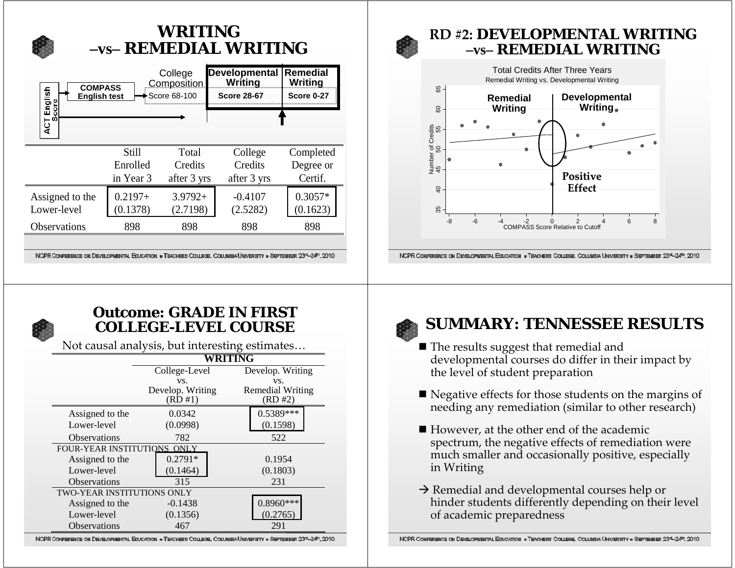# WRITING –vs– REMEDIAL WRITING

| | College Composition | Developmental Writing | Remedial Writing |
|---|---|---|---|
| COMPASS English test | Score 68-100 | Score 28-67 | Score 0-27 |

ACT English Score

| | Still Enrolled in Year 3 | Total Credits after 3 yrs | College Credits after 3 yrs | Completed Degree or Certif. |
|---|---|---|---|---|
| Assigned to the Lower-level | 0.2197+ (0.1378) | 3.9792+ (2.7198) | -0.4107 (2.5282) | 0.3057* (0.1623) |
| Observations | 898 | 898 | 898 | 898 |

# RD #2: DEVELOPMENTAL WRITING –vs– REMEDIAL WRITING

Total Credits After Three Years
Remedial Writing vs. Developmental Writing

Remedial Writing | Developmental Writing

Positive Effect

Number of Credits

COMPASS Score Relative to Cutoff

# Outcome: GRADE IN FIRST COLLEGE-LEVEL COURSE

Not causal analysis, but interesting estimates…

| | WRITING | |
|---|---|---|
| | College-Level vs. Develop. Writing (RD #1) | Develop. Writing vs. Remedial Writing (RD #2) |
| Assigned to the Lower-level | 0.0342 (0.0998) | 0.5389*** (0.1598) |
| Observations | 782 | 522 |
| FOUR-YEAR INSTITUTIONS ONLY | | |
| Assigned to the Lower-level | 0.2791* (0.1464) | 0.1954 (0.1803) |
| Observations | 315 | 231 |
| TWO-YEAR INSTITUTIONS ONLY | | |
| Assigned to the Lower-level | -0.1438 (0.1356) | 0.8960*** (0.2765) |
| Observations | 467 | 291 |

# SUMMARY: TENNESSEE RESULTS

- The results suggest that remedial and developmental courses do differ in their impact by the level of student preparation
- Negative effects for those students on the margins of needing any remediation (similar to other research)
- However, at the other end of the academic spectrum, the negative effects of remediation were much smaller and occasionally positive, especially in Writing

→ Remedial and developmental courses help or hinder students differently depending on their level of academic preparedness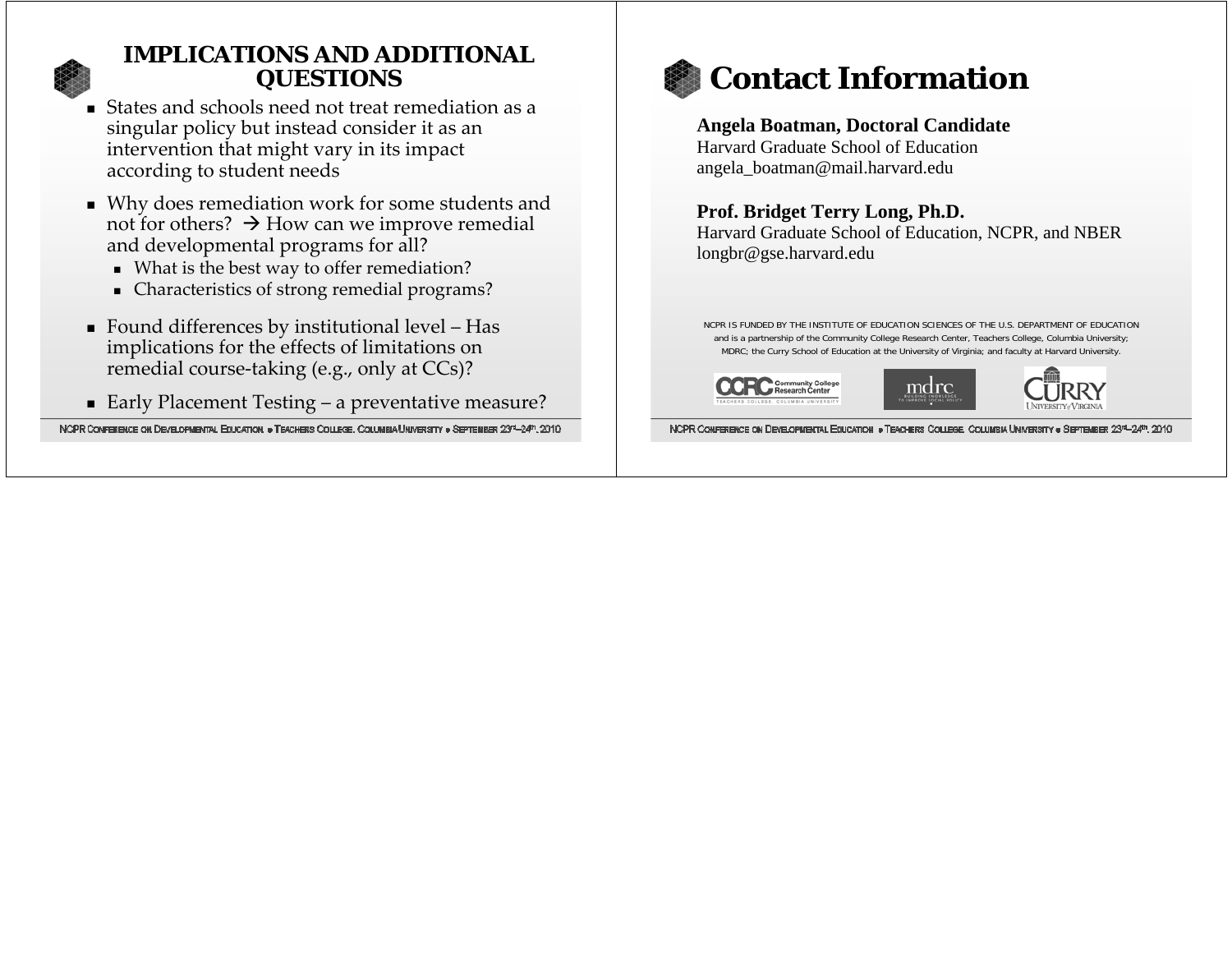## IMPLICATIONS AND ADDITIONAL QUESTIONS

- States and schools need not treat remediation as a singular policy but instead consider it as an intervention that might vary in its impact according to student needs
- Why does remediation work for some students and not for others? → How can we improve remedial and developmental programs for all?
  - What is the best way to offer remediation?
  - Characteristics of strong remedial programs?
- Found differences by institutional level – Has implications for the effects of limitations on remedial course-taking (e.g., only at CCs)?
- Early Placement Testing – a preventative measure?

## Contact Information

**Angela Boatman, Doctoral Candidate**
Harvard Graduate School of Education
angela_boatman@mail.harvard.edu

**Prof. Bridget Terry Long, Ph.D.**
Harvard Graduate School of Education, NCPR, and NBER
longbr@gse.harvard.edu

NCPR IS FUNDED BY THE INSTITUTE OF EDUCATION SCIENCES OF THE U.S. DEPARTMENT OF EDUCATION and is a partnership of the Community College Research Center, Teachers College, Columbia University; MDRC; the Curry School of Education at the University of Virginia; and faculty at Harvard University.